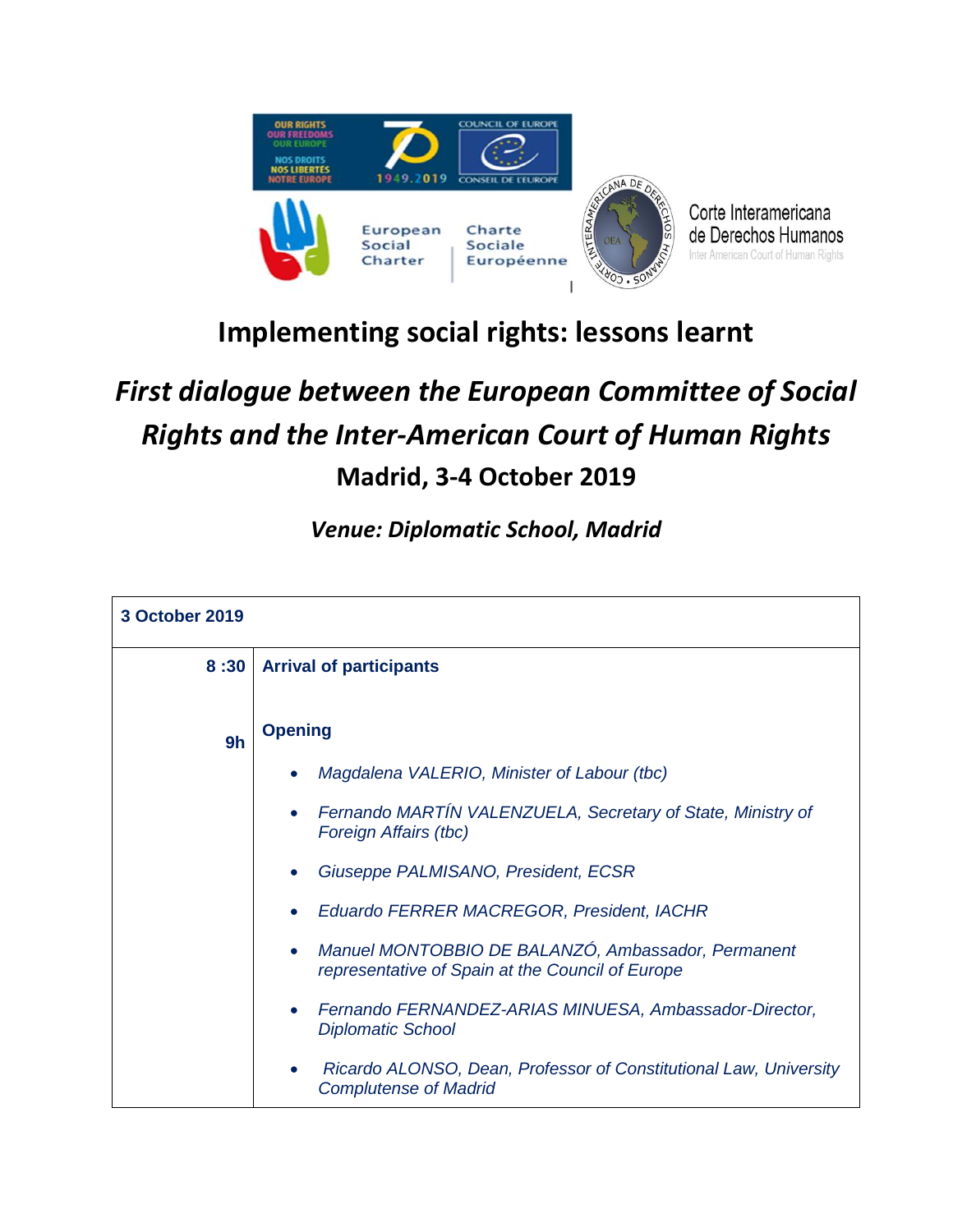# Implementing social rights: lessons learnt

## *First dialogue between the European Committee of Social Rights and the Inter-American Court of Human Rights*

## Madrid, 3-4 October 2019

### *Venue: Diplomatic School, Madrid*

| 3 October 2019 | |
|---|---|
| 8 :30 | **Arrival of participants** |
| 9h | **Opening**<br>• *Magdalena VALERIO, Minister of Labour (tbc)*<br>• *Fernando MARTÍN VALENZUELA, Secretary of State, Ministry of Foreign Affairs (tbc)*<br>• *Giuseppe PALMISANO, President, ECSR*<br>• *Eduardo FERRER MACREGOR, President, IACHR*<br>• *Manuel MONTOBBIO DE BALANZÓ, Ambassador, Permanent representative of Spain at the Council of Europe*<br>• *Fernando FERNANDEZ-ARIAS MINUESA, Ambassador-Director, Diplomatic School*<br>• *Ricardo ALONSO, Dean, Professor of Constitutional Law, University Complutense of Madrid* |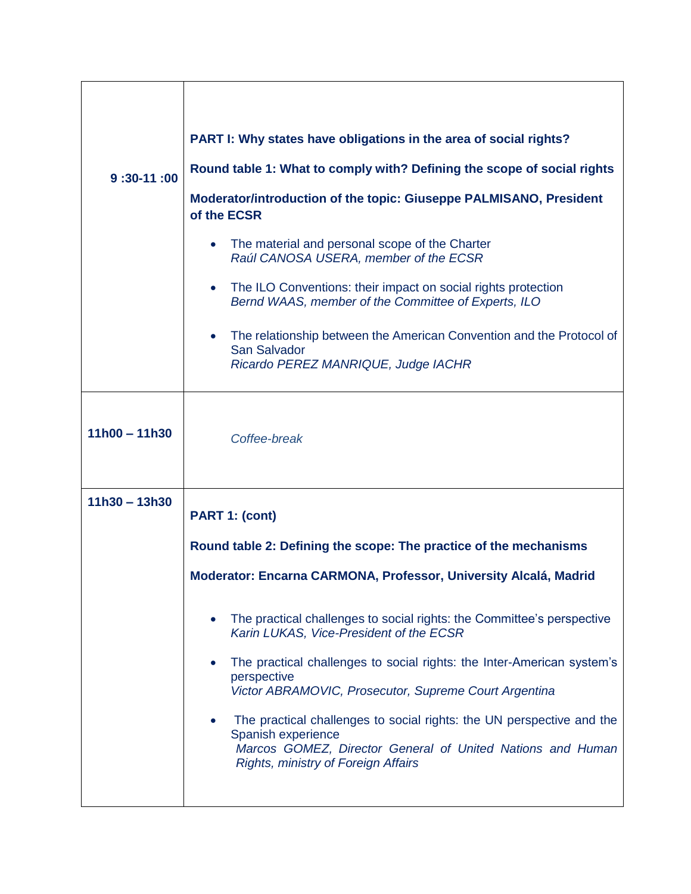| | |
|---|---|
| **9 :30-11 :00** | **PART I: Why states have obligations in the area of social rights?**<br><br>**Round table 1: What to comply with? Defining the scope of social rights**<br><br>**Moderator/introduction of the topic: Giuseppe PALMISANO, President of the ECSR**<br><br>• The material and personal scope of the Charter<br>*Raúl CANOSA USERA, member of the ECSR*<br><br>• The ILO Conventions: their impact on social rights protection<br>*Bernd WAAS, member of the Committee of Experts, ILO*<br><br>• The relationship between the American Convention and the Protocol of San Salvador<br>*Ricardo PEREZ MANRIQUE, Judge IACHR* |
| **11h00 – 11h30** | *Coffee-break* |
| **11h30 – 13h30** | **PART 1: (cont)**<br><br>**Round table 2: Defining the scope: The practice of the mechanisms**<br><br>**Moderator: Encarna CARMONA, Professor, University Alcalá, Madrid**<br><br>• The practical challenges to social rights: the Committee's perspective<br>*Karin LUKAS, Vice-President of the ECSR*<br><br>• The practical challenges to social rights: the Inter-American system's perspective<br>*Victor ABRAMOVIC, Prosecutor, Supreme Court Argentina*<br><br>• The practical challenges to social rights: the UN perspective and the Spanish experience<br>*Marcos GOMEZ, Director General of United Nations and Human Rights, ministry of Foreign Affairs* |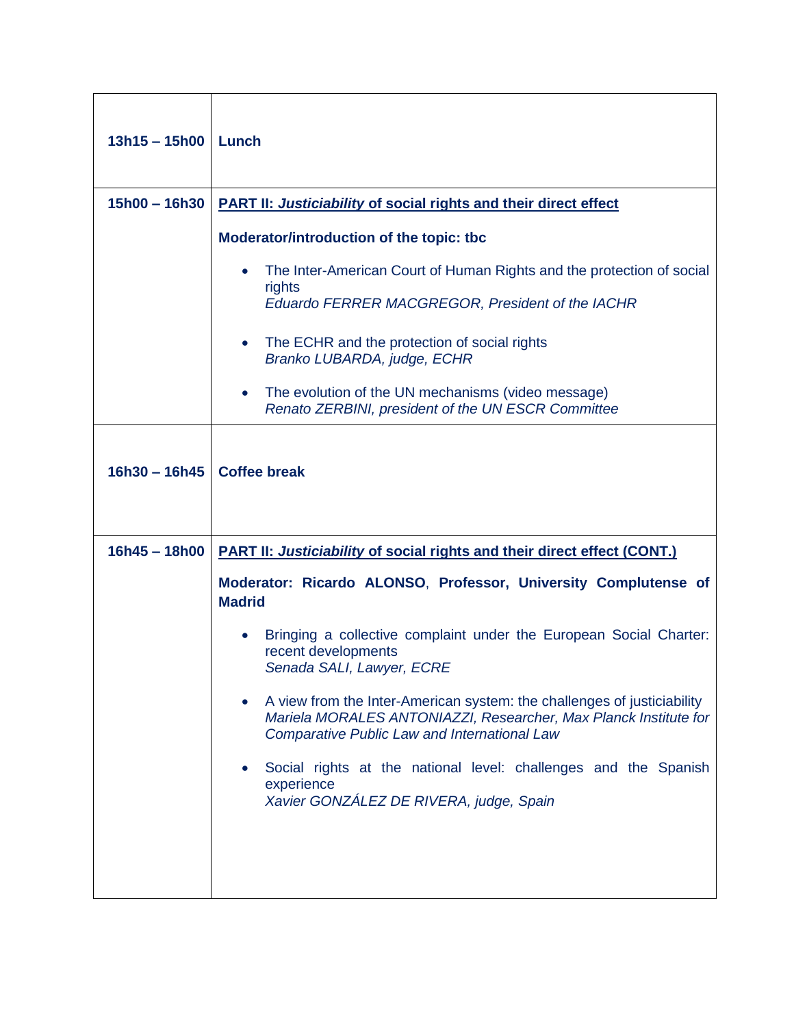| | |
|---|---|
| **13h15 – 15h00** | **Lunch** |
| **15h00 – 16h30** | **<u>PART II: *Justiciability* of social rights and their direct effect</u>**<br><br>**Moderator/introduction of the topic: tbc**<br><br>• The Inter-American Court of Human Rights and the protection of social rights<br>*Eduardo FERRER MACGREGOR, President of the IACHR*<br><br>• The ECHR and the protection of social rights<br>*Branko LUBARDA, judge, ECHR*<br><br>• The evolution of the UN mechanisms (video message)<br>*Renato ZERBINI, president of the UN ESCR Committee* |
| **16h30 – 16h45** | **Coffee break** |
| **16h45 – 18h00** | **<u>PART II: *Justiciability* of social rights and their direct effect (CONT.)</u>**<br><br>**Moderator: Ricardo ALONSO, Professor, University Complutense of Madrid**<br><br>• Bringing a collective complaint under the European Social Charter: recent developments<br>*Senada SALI, Lawyer, ECRE*<br><br>• A view from the Inter-American system: the challenges of justiciability<br>*Mariela MORALES ANTONIAZZI, Researcher, Max Planck Institute for Comparative Public Law and International Law*<br><br>• Social rights at the national level: challenges and the Spanish experience<br>*Xavier GONZÁLEZ DE RIVERA, judge, Spain* |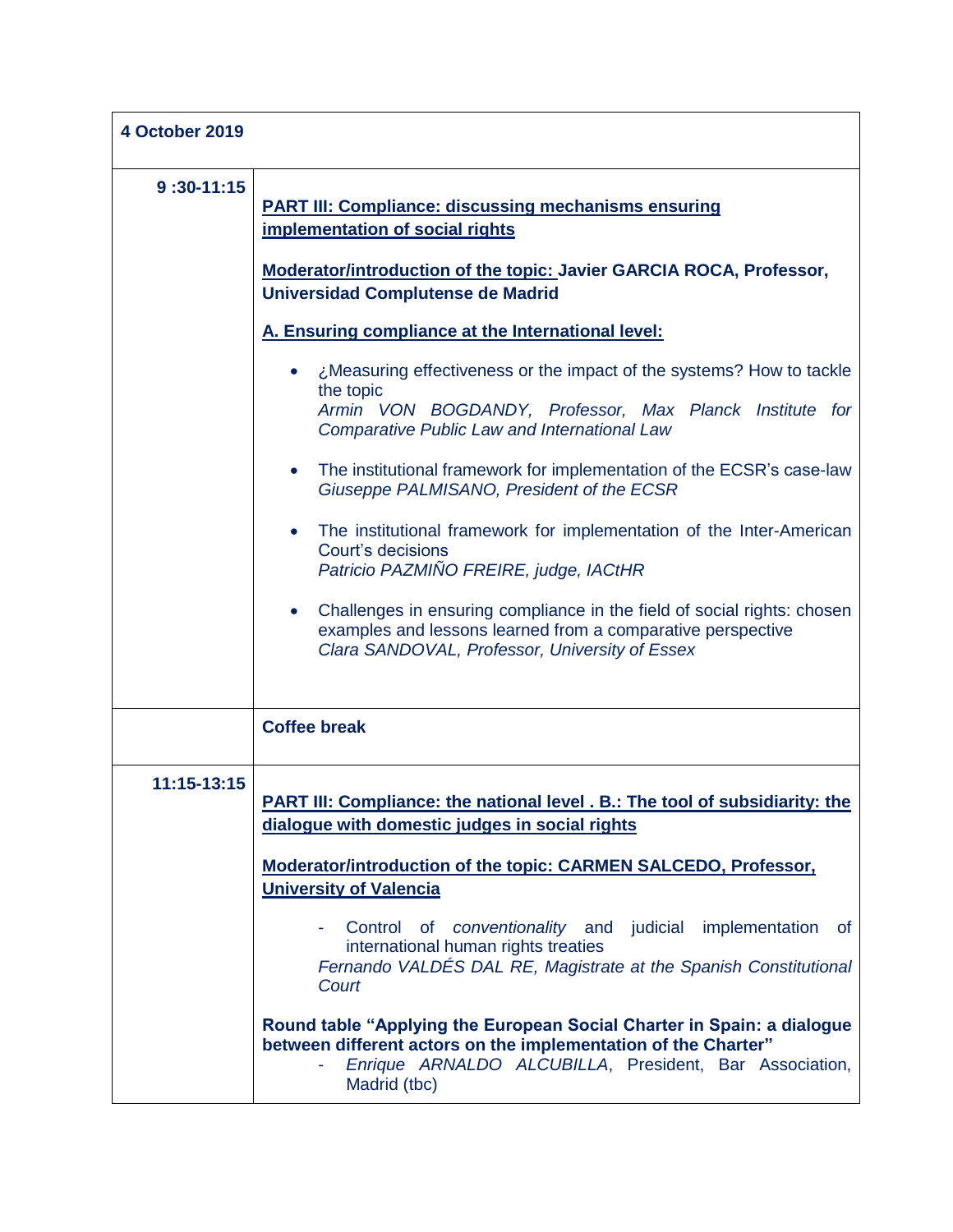| **4 October 2019** | |
|---|---|
| **9 :30-11:15** | **<u>PART III: Compliance: discussing mechanisms ensuring implementation of social rights</u>**<br><br>**<u>Moderator/introduction of the topic:</u> Javier GARCIA ROCA, Professor, Universidad Complutense de Madrid**<br><br>**<u>A. Ensuring compliance at the International level:</u>**<br><br>• ¿Measuring effectiveness or the impact of the systems? How to tackle the topic<br>*Armin VON BOGDANDY, Professor, Max Planck Institute for Comparative Public Law and International Law*<br><br>• The institutional framework for implementation of the ECSR's case-law<br>*Giuseppe PALMISANO, President of the ECSR*<br><br>• The institutional framework for implementation of the Inter-American Court's decisions<br>*Patricio PAZMIÑO FREIRE, judge, IACtHR*<br><br>• Challenges in ensuring compliance in the field of social rights: chosen examples and lessons learned from a comparative perspective<br>*Clara SANDOVAL, Professor, University of Essex* |
| | **Coffee break** |
| **11:15-13:15** | **<u>PART III: Compliance: the national level . B.: The tool of subsidiarity: the dialogue with domestic judges in social rights</u>**<br><br>**<u>Moderator/introduction of the topic: CARMEN SALCEDO, Professor, University of Valencia</u>**<br><br>- Control of *conventionality* and judicial implementation of international human rights treaties<br>*Fernando VALDÉS DAL RE, Magistrate at the Spanish Constitutional Court*<br><br>**Round table "Applying the European Social Charter in Spain: a dialogue between different actors on the implementation of the Charter"**<br>- *Enrique ARNALDO ALCUBILLA*, President, Bar Association, Madrid (tbc) |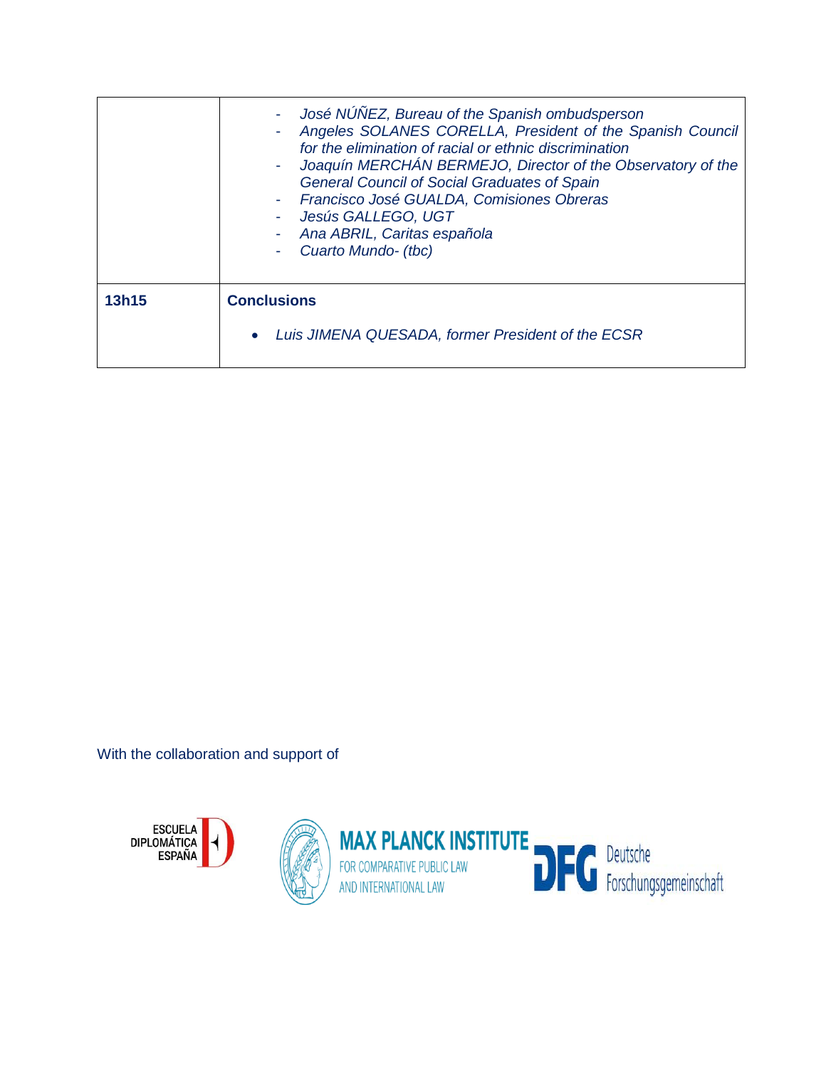| | |
|---|---|
| | - *José NÚÑEZ, Bureau of the Spanish ombudsperson*<br>- *Angeles SOLANES CORELLA, President of the Spanish Council for the elimination of racial or ethnic discrimination*<br>- *Joaquín MERCHÁN BERMEJO, Director of the Observatory of the General Council of Social Graduates of Spain*<br>- *Francisco José GUALDA, Comisiones Obreras*<br>- *Jesús GALLEGO, UGT*<br>- *Ana ABRIL, Caritas española*<br>- *Cuarto Mundo- (tbc)* |
| **13h15** | **Conclusions**<br><br>• *Luis JIMENA QUESADA, former President of the ECSR* |

With the collaboration and support of

ESCUELA DIPLOMÁTICA ESPAÑA

MAX PLANCK INSTITUTE FOR COMPARATIVE PUBLIC LAW AND INTERNATIONAL LAW

DFG Deutsche Forschungsgemeinschaft